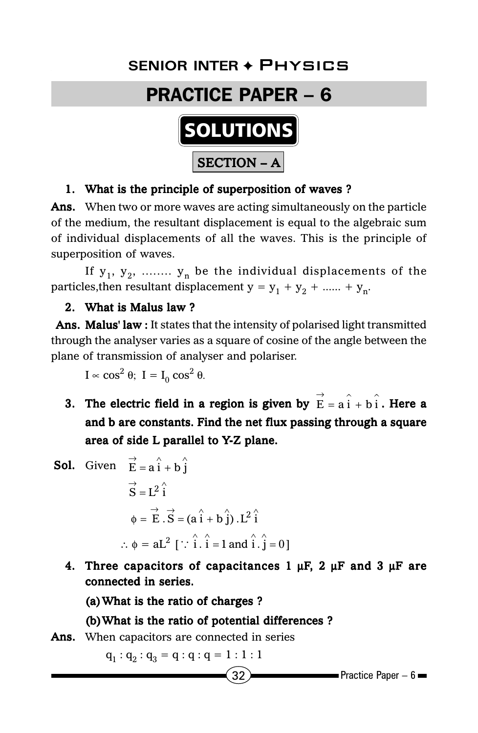SENIOR INTER ✦ PHYSICS

# PRACTICE PAPER – 6

## SOLUTIONS

### SECTION – A

**1. What is the principle of superposition of waves ?**

**Ans.** When two or more waves are acting simultaneously on the particle of the medium, the resultant displacement is equal to the algebraic sum of individual displacements of all the waves. This is the principle of superposition of waves.

If $y_1$, $y_2$, ........ $y_n$ be the individual displacements of the particles,then resultant displacement $y = y_1 + y_2 + ...... + y_n$.

**2. What is Malus law ?**

**Ans. Malus' law :** It states that the intensity of polarised light transmitted through the analyser varies as a square of cosine of the angle between the plane of transmission of analyser and polariser.

$I \propto \cos^2 \theta;\ I = I_0 \cos^2 \theta.$

**3. The electric field in a region is given by $\vec{E} = a\hat{i} + b\hat{i}$. Here a and b are constants. Find the net flux passing through a square area of side L parallel to Y-Z plane.**

**Sol.** Given $\vec{E} = a\hat{i} + b\hat{j}$

$$\vec{S} = L^2 \hat{i}$$

$$\phi = \vec{E} \cdot \vec{S} = (a\hat{i} + b\hat{j}) \cdot L^2 \hat{i}$$

$$\therefore \phi = aL^2\ [\because \hat{i} \cdot \hat{i} = 1 \text{ and } \hat{i} \cdot \hat{j} = 0]$$

**4. Three capacitors of capacitances 1 μF, 2 μF and 3 μF are connected in series.**

**(a) What is the ratio of charges ?**

**(b) What is the ratio of potential differences ?**

**Ans.** When capacitors are connected in series

$$q_1 : q_2 : q_3 = q : q : q = 1 : 1 : 1$$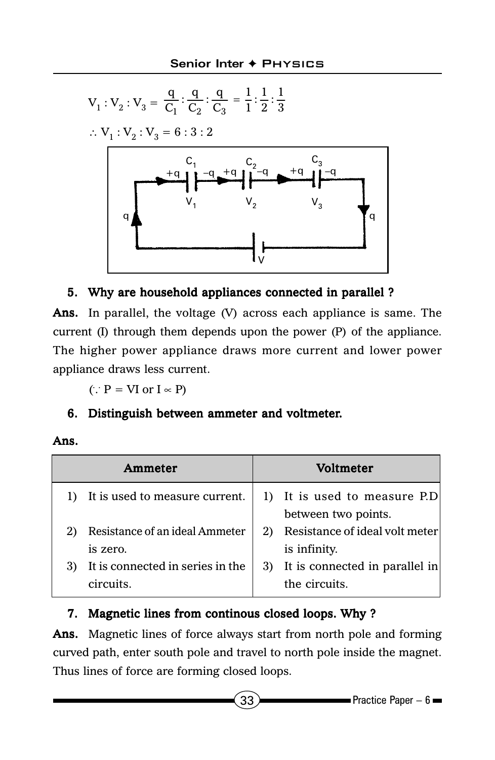$$V_1 : V_2 : V_3 = \frac{q}{C_1} : \frac{q}{C_2} : \frac{q}{C_3} = \frac{1}{1} : \frac{1}{2} : \frac{1}{3}$$

$\therefore V_1 : V_2 : V_3 = 6 : 3 : 2$

**5. Why are household appliances connected in parallel ?**

**Ans.** In parallel, the voltage (V) across each appliance is same. The current (I) through them depends upon the power (P) of the appliance. The higher power appliance draws more current and lower power appliance draws less current.

($\because P = VI$ or $I \propto P$)

**6. Distinguish between ammeter and voltmeter.**

**Ans.**

| Ammeter | Voltmeter |
|---|---|
| 1) It is used to measure current. | 1) It is used to measure P.D between two points. |
| 2) Resistance of an ideal Ammeter is zero. | 2) Resistance of ideal volt meter is infinity. |
| 3) It is connected in series in the circuits. | 3) It is connected in parallel in the circuits. |

**7. Magnetic lines from continous closed loops. Why ?**

**Ans.** Magnetic lines of force always start from north pole and forming curved path, enter south pole and travel to north pole inside the magnet. Thus lines of force are forming closed loops.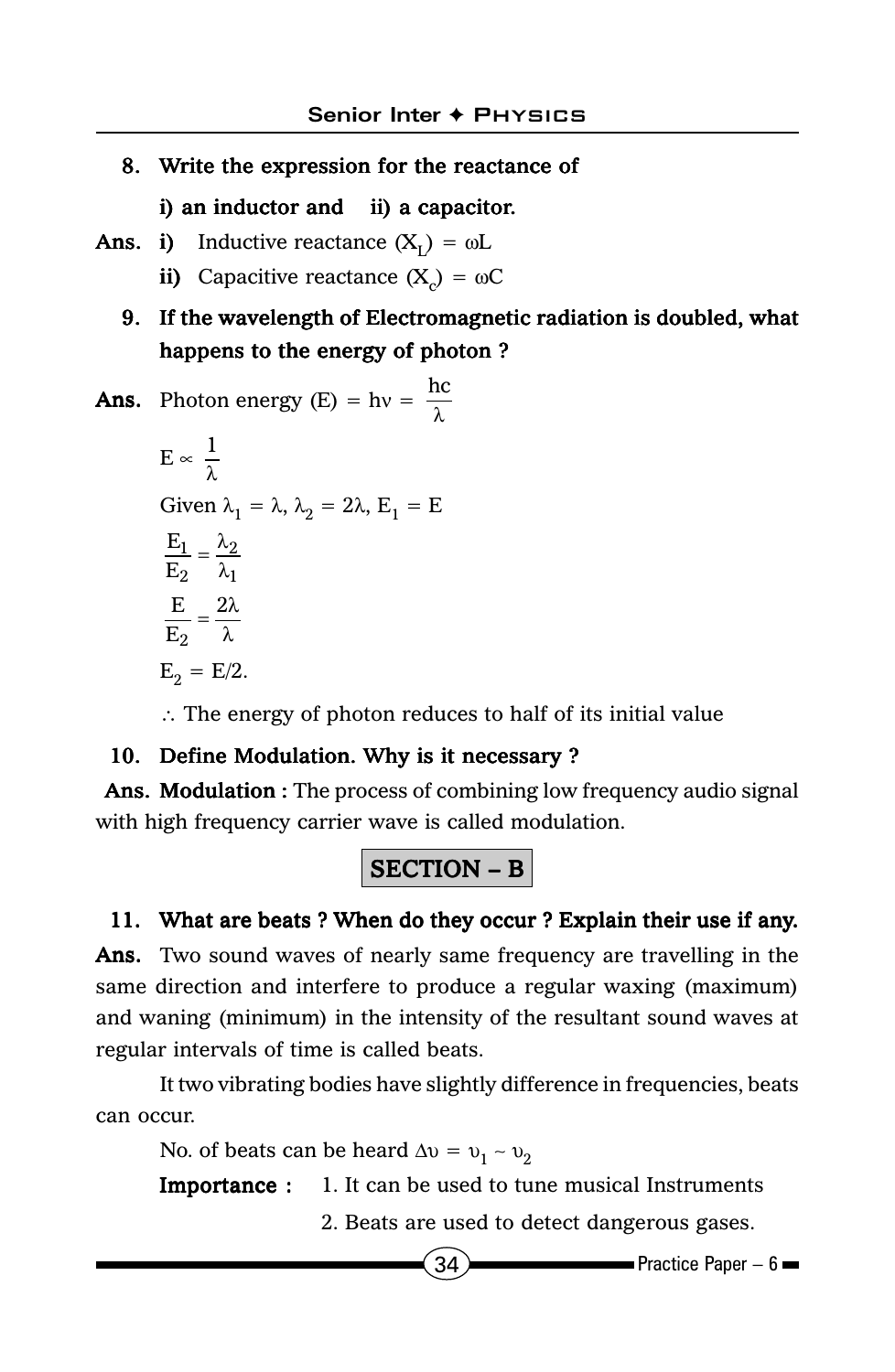**8. Write the expression for the reactance of**

**i) an inductor and ii) a capacitor.**

**Ans. i)** Inductive reactance $(X_L) = \omega L$

**ii)** Capacitive reactance $(X_c) = \omega C$

**9. If the wavelength of Electromagnetic radiation is doubled, what happens to the energy of photon ?**

**Ans.** Photon energy (E) = $h\nu = \dfrac{hc}{\lambda}$

$E \propto \dfrac{1}{\lambda}$

Given $\lambda_1 = \lambda$, $\lambda_2 = 2\lambda$, $E_1 = E$

$\dfrac{E_1}{E_2} = \dfrac{\lambda_2}{\lambda_1}$

$\dfrac{E}{E_2} = \dfrac{2\lambda}{\lambda}$

$E_2 = E/2.$

$\therefore$ The energy of photon reduces to half of its initial value

**10. Define Modulation. Why is it necessary ?**

**Ans. Modulation :** The process of combining low frequency audio signal with high frequency carrier wave is called modulation.

## SECTION – B

**11. What are beats ? When do they occur ? Explain their use if any.**

**Ans.** Two sound waves of nearly same frequency are travelling in the same direction and interfere to produce a regular waxing (maximum) and waning (minimum) in the intensity of the resultant sound waves at regular intervals of time is called beats.

It two vibrating bodies have slightly difference in frequencies, beats can occur.

No. of beats can be heard $\Delta\upsilon = \upsilon_1 \sim \upsilon_2$

**Importance :** 1. It can be used to tune musical Instruments

2. Beats are used to detect dangerous gases.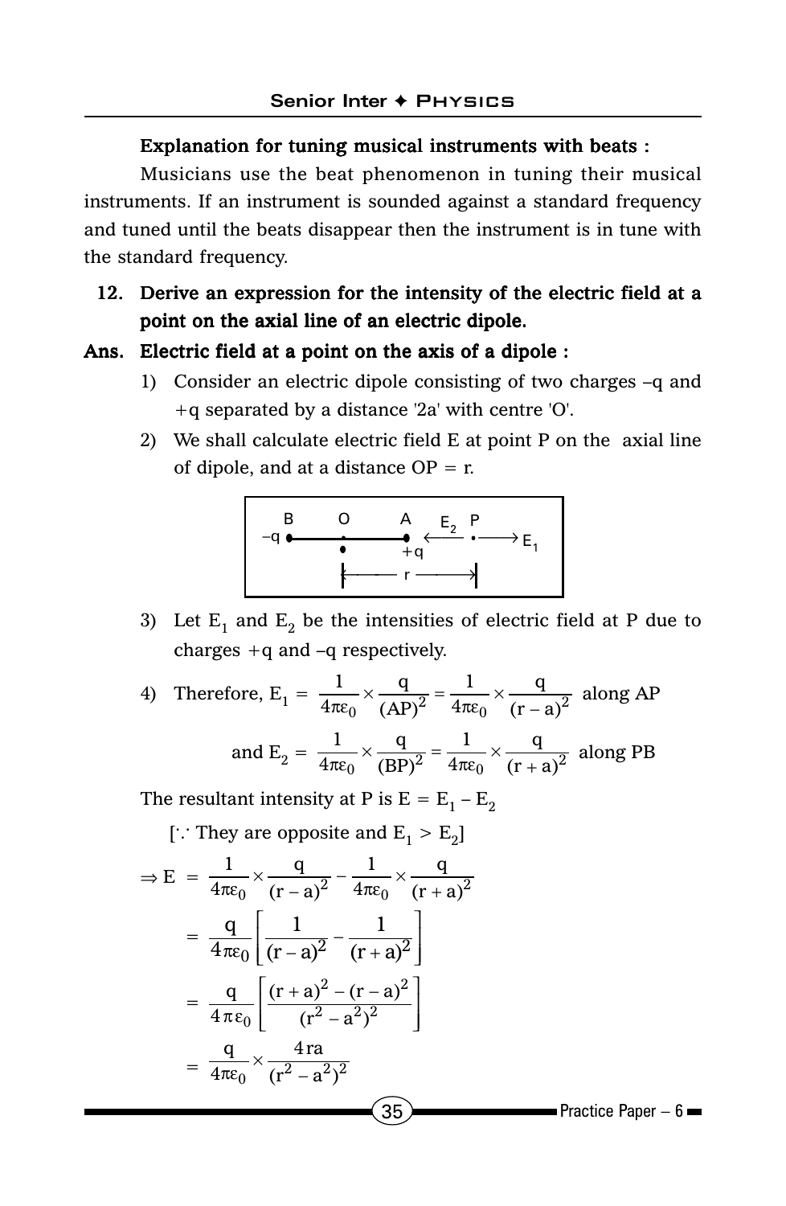**Explanation for tuning musical instruments with beats :**

Musicians use the beat phenomenon in tuning their musical instruments. If an instrument is sounded against a standard frequency and tuned until the beats disappear then the instrument is in tune with the standard frequency.

**12. Derive an expression for the intensity of the electric field at a point on the axial line of an electric dipole.**

**Ans. Electric field at a point on the axis of a dipole :**

1) Consider an electric dipole consisting of two charges –q and +q separated by a distance '2a' with centre 'O'.
2) We shall calculate electric field E at point P on the axial line of dipole, and at a distance OP = r.

```
  B        O        A   E2   P
 –q •------•--------•  <---- •----> E1
           •        +q
           |<------ r ------>|
```

3) Let $E_1$ and $E_2$ be the intensities of electric field at P due to charges +q and –q respectively.
4) Therefore, $E_1 = \frac{1}{4\pi\varepsilon_0} \times \frac{q}{(AP)^2} = \frac{1}{4\pi\varepsilon_0} \times \frac{q}{(r-a)^2}$ along AP

and $E_2 = \frac{1}{4\pi\varepsilon_0} \times \frac{q}{(BP)^2} = \frac{1}{4\pi\varepsilon_0} \times \frac{q}{(r+a)^2}$ along PB

The resultant intensity at P is $E = E_1 - E_2$

[∵ They are opposite and $E_1 > E_2$]

$$\Rightarrow E = \frac{1}{4\pi\varepsilon_0} \times \frac{q}{(r-a)^2} - \frac{1}{4\pi\varepsilon_0} \times \frac{q}{(r+a)^2}$$

$$= \frac{q}{4\pi\varepsilon_0}\left[\frac{1}{(r-a)^2} - \frac{1}{(r+a)^2}\right]$$

$$= \frac{q}{4\pi\varepsilon_0}\left[\frac{(r+a)^2 - (r-a)^2}{(r^2-a^2)^2}\right]$$

$$= \frac{q}{4\pi\varepsilon_0} \times \frac{4ra}{(r^2-a^2)^2}$$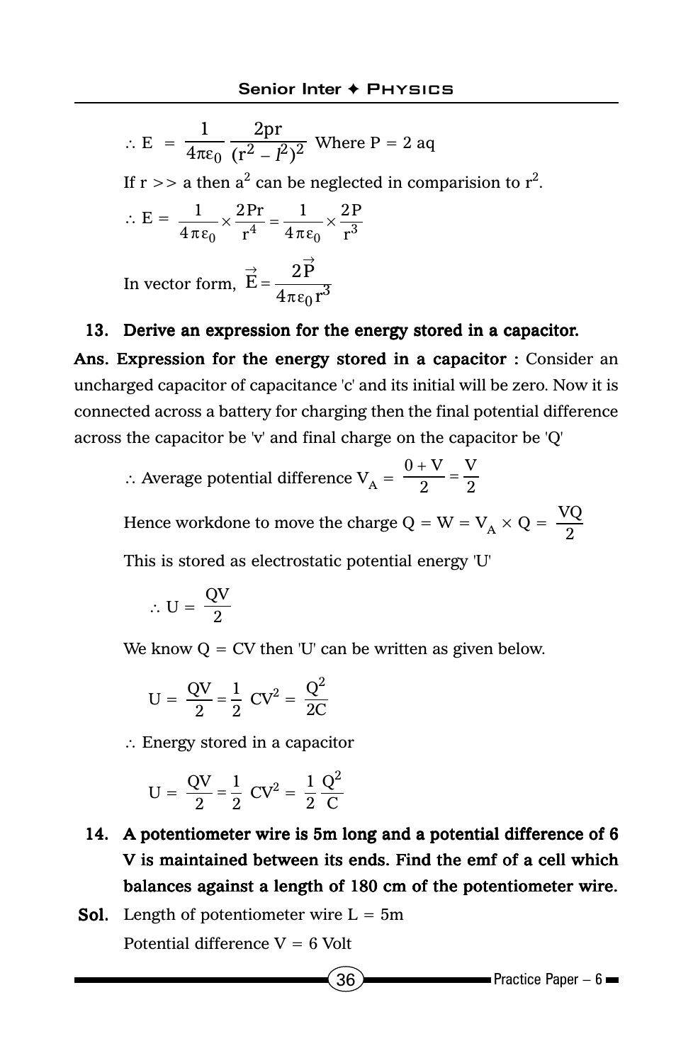$$\therefore E = \frac{1}{4\pi\varepsilon_0} \frac{2pr}{(r^2 - l^2)^2} \text{ Where } P = 2\text{ aq}$$

If r >> a then $a^2$ can be neglected in comparision to $r^2$.

$$\therefore E = \frac{1}{4\pi\varepsilon_0} \times \frac{2Pr}{r^4} = \frac{1}{4\pi\varepsilon_0} \times \frac{2P}{r^3}$$

In vector form, $\vec{E} = \dfrac{2\vec{P}}{4\pi\varepsilon_0 r^3}$

**13. Derive an expression for the energy stored in a capacitor.**

**Ans. Expression for the energy stored in a capacitor :** Consider an uncharged capacitor of capacitance 'c' and its initial will be zero. Now it is connected across a battery for charging then the final potential difference across the capacitor be 'v' and final charge on the capacitor be 'Q'

$\therefore$ Average potential difference $V_A = \dfrac{0 + V}{2} = \dfrac{V}{2}$

Hence workdone to move the charge $Q = W = V_A \times Q = \dfrac{VQ}{2}$

This is stored as electrostatic potential energy 'U'

$$\therefore U = \frac{QV}{2}$$

We know Q = CV then 'U' can be written as given below.

$$U = \frac{QV}{2} = \frac{1}{2} CV^2 = \frac{Q^2}{2C}$$

$\therefore$ Energy stored in a capacitor

$$U = \frac{QV}{2} = \frac{1}{2} CV^2 = \frac{1}{2}\frac{Q^2}{C}$$

**14. A potentiometer wire is 5m long and a potential difference of 6 V is maintained between its ends. Find the emf of a cell which balances against a length of 180 cm of the potentiometer wire.**

**Sol.** Length of potentiometer wire L = 5m

Potential difference V = 6 Volt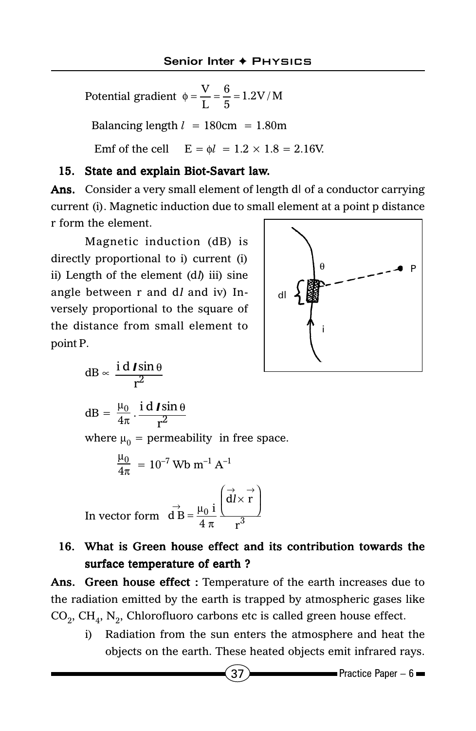Potential gradient $\phi = \frac{V}{L} = \frac{6}{5} = 1.2 V/M$

Balancing length $l$ = 180cm = 1.80m

Emf of the cell $E = \phi l = 1.2 \times 1.8 = 2.16V$.

**15. State and explain Biot-Savart law.**

**Ans.** Consider a very small element of length dl of a conductor carrying current (i). Magnetic induction due to small element at a point p distance r form the element.

Magnetic induction (dB) is directly proportional to i) current (i) ii) Length of the element ($dl$) iii) sine angle between r and $dl$ and iv) Inversely proportional to the square of the distance from small element to point P.

$$dB \propto \frac{i\, dl \sin\theta}{r^2}$$

$$dB = \frac{\mu_0}{4\pi} \cdot \frac{i\, dl \sin\theta}{r^2}$$

where $\mu_0$ = permeability in free space.

$$\frac{\mu_0}{4\pi} = 10^{-7}\ Wb\ m^{-1}\ A^{-1}$$

In vector form $\vec{dB} = \frac{\mu_0\, i}{4\pi} \frac{\left(\vec{dl} \times \vec{r}\right)}{r^3}$

**16. What is Green house effect and its contribution towards the surface temperature of earth ?**

**Ans. Green house effect :** Temperature of the earth increases due to the radiation emitted by the earth is trapped by atmospheric gases like $CO_2$, $CH_4$, $N_2$, Chlorofluoro carbons etc is called green house effect.

i) Radiation from the sun enters the atmosphere and heat the objects on the earth. These heated objects emit infrared rays.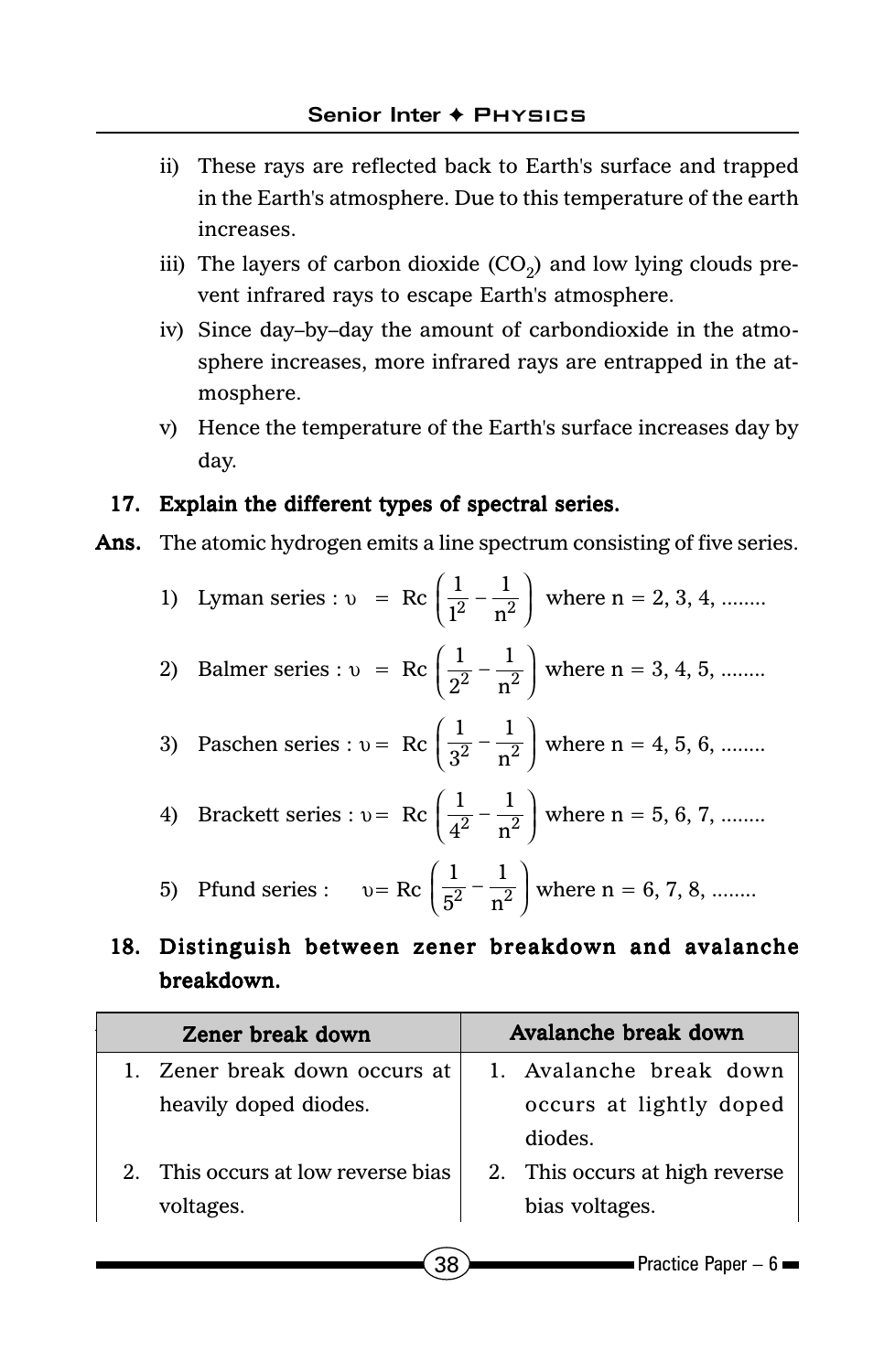ii) These rays are reflected back to Earth's surface and trapped in the Earth's atmosphere. Due to this temperature of the earth increases.

iii) The layers of carbon dioxide ($CO_2$) and low lying clouds prevent infrared rays to escape Earth's atmosphere.

iv) Since day–by–day the amount of carbondioxide in the atmosphere increases, more infrared rays are entrapped in the atmosphere.

v) Hence the temperature of the Earth's surface increases day by day.

**17. Explain the different types of spectral series.**

**Ans.** The atomic hydrogen emits a line spectrum consisting of five series.

1) Lyman series : $\upsilon = Rc\left(\frac{1}{1^2} - \frac{1}{n^2}\right)$ where n = 2, 3, 4, ........

2) Balmer series : $\upsilon = Rc\left(\frac{1}{2^2} - \frac{1}{n^2}\right)$ where n = 3, 4, 5, ........

3) Paschen series : $\upsilon = Rc\left(\frac{1}{3^2} - \frac{1}{n^2}\right)$ where n = 4, 5, 6, ........

4) Brackett series : $\upsilon = Rc\left(\frac{1}{4^2} - \frac{1}{n^2}\right)$ where n = 5, 6, 7, ........

5) Pfund series : $\upsilon = Rc\left(\frac{1}{5^2} - \frac{1}{n^2}\right)$ where n = 6, 7, 8, ........

**18. Distinguish between zener breakdown and avalanche breakdown.**

| Zener break down | Avalanche break down |
|---|---|
| 1. Zener break down occurs at heavily doped diodes. | 1. Avalanche break down occurs at lightly doped diodes. |
| 2. This occurs at low reverse bias voltages. | 2. This occurs at high reverse bias voltages. |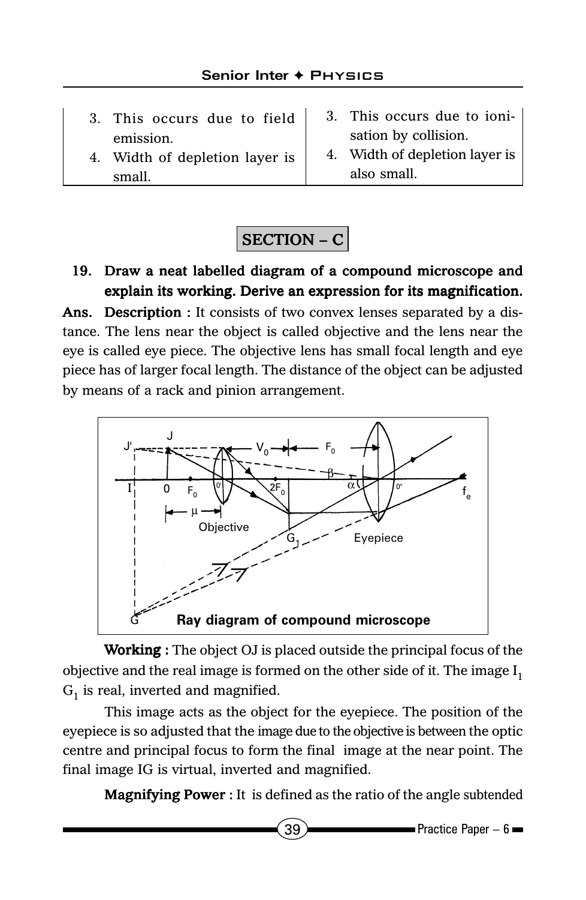| | |
|---|---|
| 3. This occurs due to field emission. | 3. This occurs due to ionisation by collision. |
| 4. Width of depletion layer is small. | 4. Width of depletion layer is also small. |

## SECTION – C

**19. Draw a neat labelled diagram of a compound microscope and explain its working. Derive an expression for its magnification.**

**Ans. Description :** It consists of two convex lenses separated by a distance. The lens near the object is called objective and the lens near the eye is called eye piece. The objective lens has small focal length and eye piece has of larger focal length. The distance of the object can be adjusted by means of a rack and pinion arrangement.

**Ray diagram of compound microscope**

**Working :** The object OJ is placed outside the principal focus of the objective and the real image is formed on the other side of it. The image $I_1$ $G_1$ is real, inverted and magnified.

This image acts as the object for the eyepiece. The position of the eyepiece is so adjusted that the image due to the objective is between the optic centre and principal focus to form the final image at the near point. The final image IG is virtual, inverted and magnified.

**Magnifying Power :** It is defined as the ratio of the angle subtended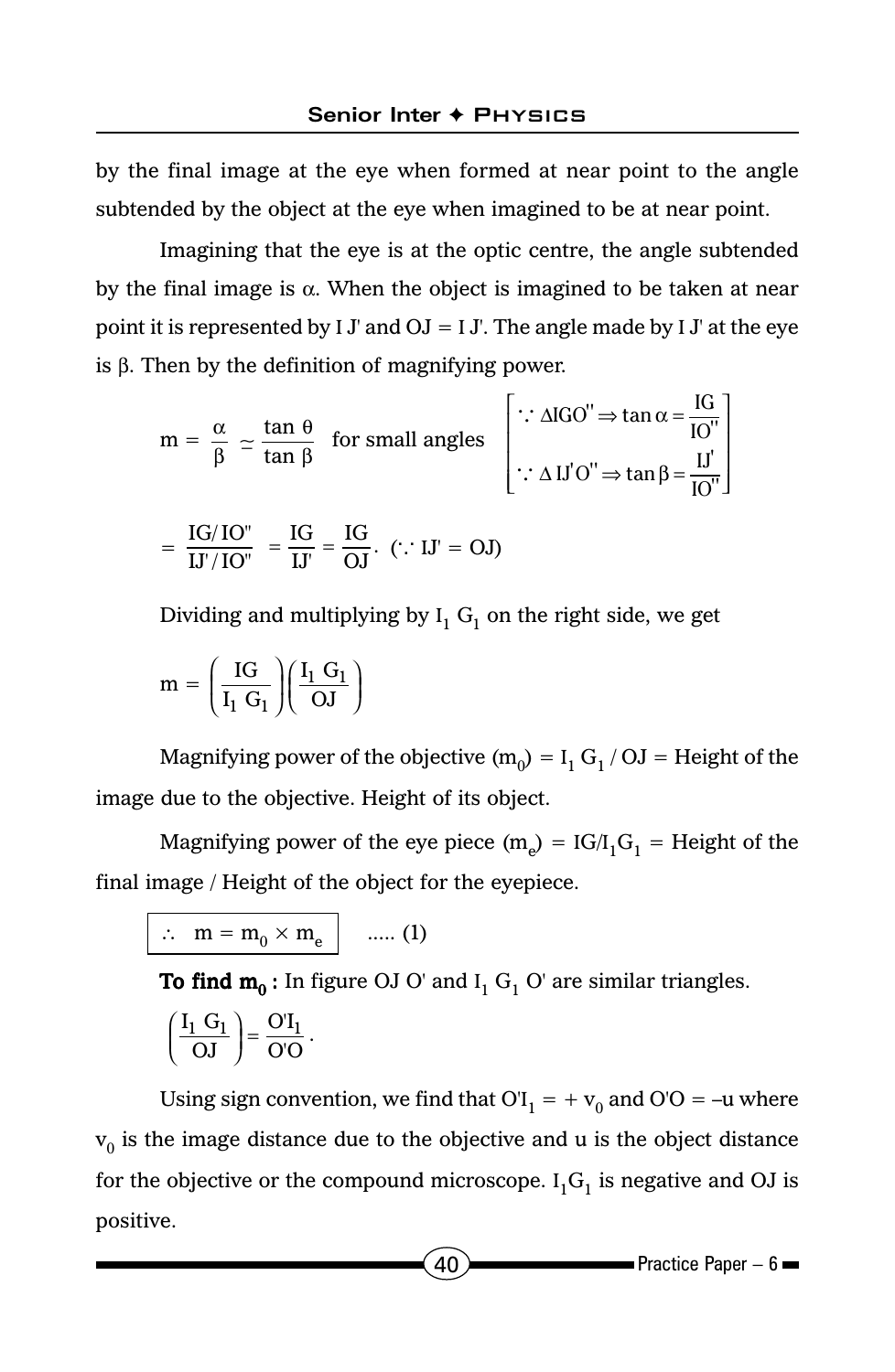by the final image at the eye when formed at near point to the angle subtended by the object at the eye when imagined to be at near point.

Imagining that the eye is at the optic centre, the angle subtended by the final image is $\alpha$. When the object is imagined to be taken at near point it is represented by I J' and OJ = I J'. The angle made by I J' at the eye is $\beta$. Then by the definition of magnifying power.

$$m = \frac{\alpha}{\beta} \simeq \frac{\tan\theta}{\tan\beta} \text{ for small angles } \left[\begin{array}{l} \because \Delta IGO'' \Rightarrow \tan\alpha = \dfrac{IG}{IO''} \\ \because \Delta IJ'O'' \Rightarrow \tan\beta = \dfrac{IJ'}{IO''} \end{array}\right]$$

$$= \frac{IG/IO''}{IJ'/IO''} = \frac{IG}{IJ'} = \frac{IG}{OJ}. \ (\because IJ' = OJ)$$

Dividing and multiplying by $I_1 G_1$ on the right side, we get

$$m = \left(\frac{IG}{I_1 G_1}\right)\left(\frac{I_1 G_1}{OJ}\right)$$

Magnifying power of the objective $(m_0) = I_1 G_1 / OJ$ = Height of the image due to the objective. Height of its object.

Magnifying power of the eye piece $(m_e) = IG/I_1G_1$ = Height of the final image / Height of the object for the eyepiece.

$$\therefore \ m = m_0 \times m_e \quad \text{..... (1)}$$

**To find $m_0$ :** In figure OJ O' and $I_1$ $G_1$ O' are similar triangles.

$$\left(\frac{I_1 G_1}{OJ}\right) = \frac{O'I_1}{O'O}.$$

Using sign convention, we find that $O'I_1 = +v_0$ and $O'O = -u$ where $v_0$ is the image distance due to the objective and u is the object distance for the objective or the compound microscope. $I_1G_1$ is negative and OJ is positive.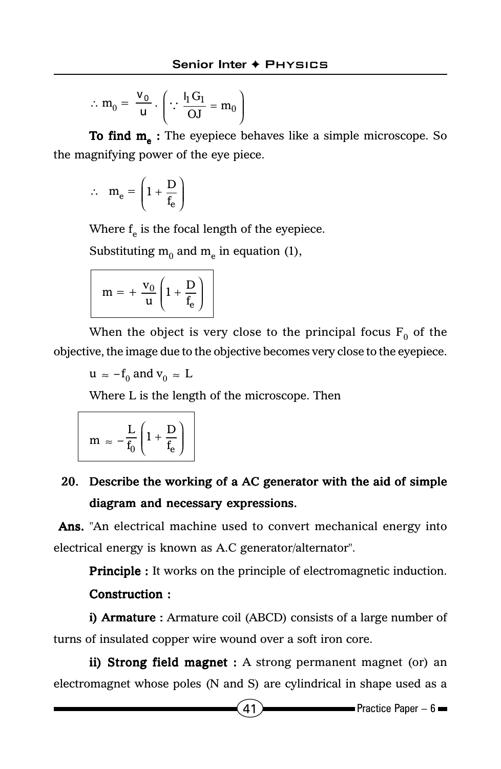$$\therefore m_0 = \frac{v_0}{u} \cdot \left( \because \frac{I_1 G_1}{OJ} = m_0 \right)$$

**To find $m_e$ :** The eyepiece behaves like a simple microscope. So the magnifying power of the eye piece.

$$\therefore \quad m_e = \left( 1 + \frac{D}{f_e} \right)$$

Where $f_e$ is the focal length of the eyepiece.

Substituting $m_0$ and $m_e$ in equation (1),

$$m = + \frac{v_0}{u} \left( 1 + \frac{D}{f_e} \right)$$

When the object is very close to the principal focus $F_0$ of the objective, the image due to the objective becomes very close to the eyepiece.

$u \approx -f_0$ and $v_0 \approx L$

Where L is the length of the microscope. Then

$$m \approx -\frac{L}{f_0} \left( 1 + \frac{D}{f_e} \right)$$

**20. Describe the working of a AC generator with the aid of simple diagram and necessary expressions.**

**Ans.** "An electrical machine used to convert mechanical energy into electrical energy is known as A.C generator/alternator".

**Principle :** It works on the principle of electromagnetic induction.

**Construction :**

**i) Armature :** Armature coil (ABCD) consists of a large number of turns of insulated copper wire wound over a soft iron core.

**ii) Strong field magnet :** A strong permanent magnet (or) an electromagnet whose poles (N and S) are cylindrical in shape used as a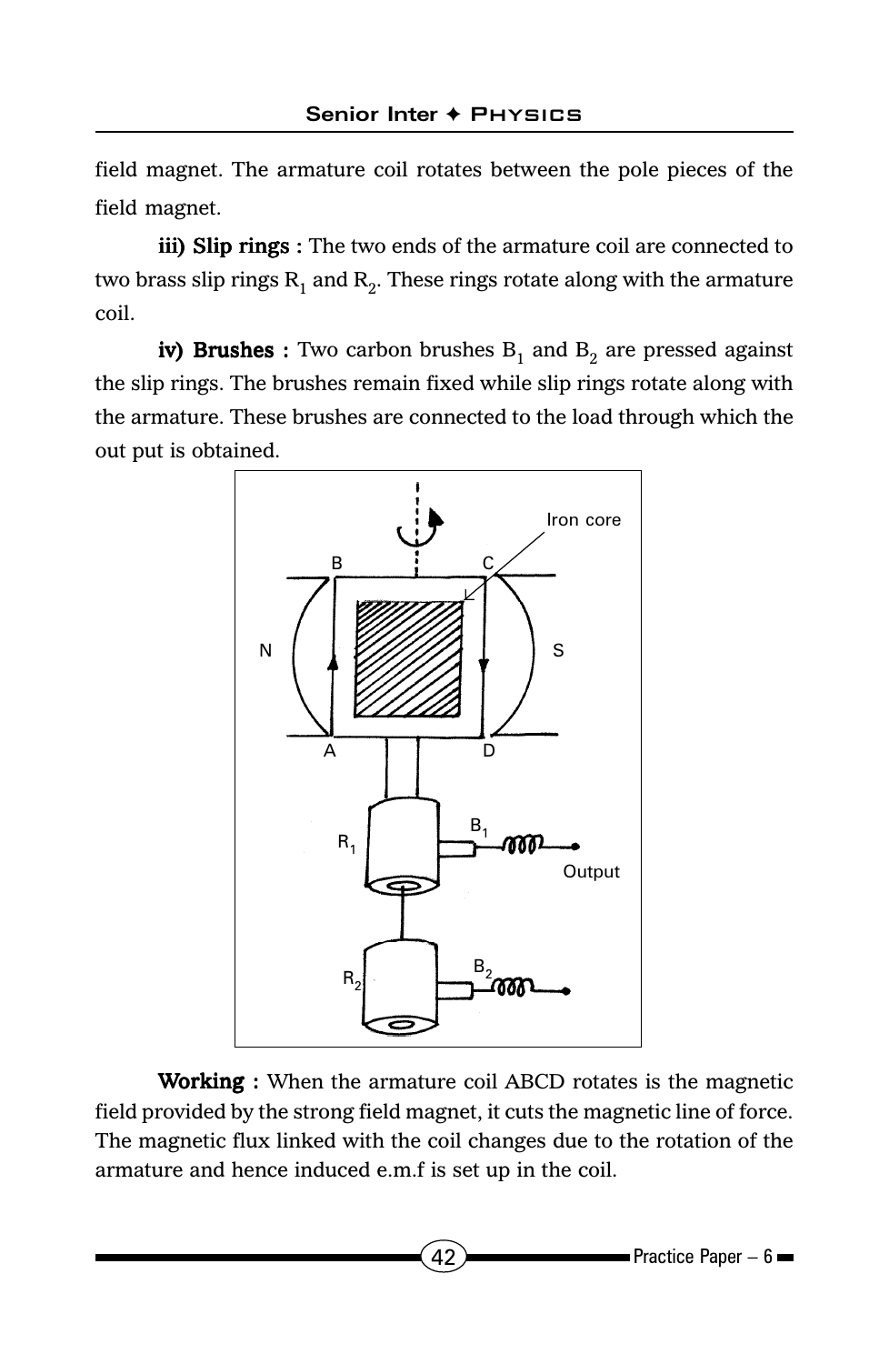field magnet. The armature coil rotates between the pole pieces of the field magnet.

**iii) Slip rings :** The two ends of the armature coil are connected to two brass slip rings $R_1$ and $R_2$. These rings rotate along with the armature coil.

**iv) Brushes :** Two carbon brushes $B_1$ and $B_2$ are pressed against the slip rings. The brushes remain fixed while slip rings rotate along with the armature. These brushes are connected to the load through which the out put is obtained.

**Working :** When the armature coil ABCD rotates is the magnetic field provided by the strong field magnet, it cuts the magnetic line of force. The magnetic flux linked with the coil changes due to the rotation of the armature and hence induced e.m.f is set up in the coil.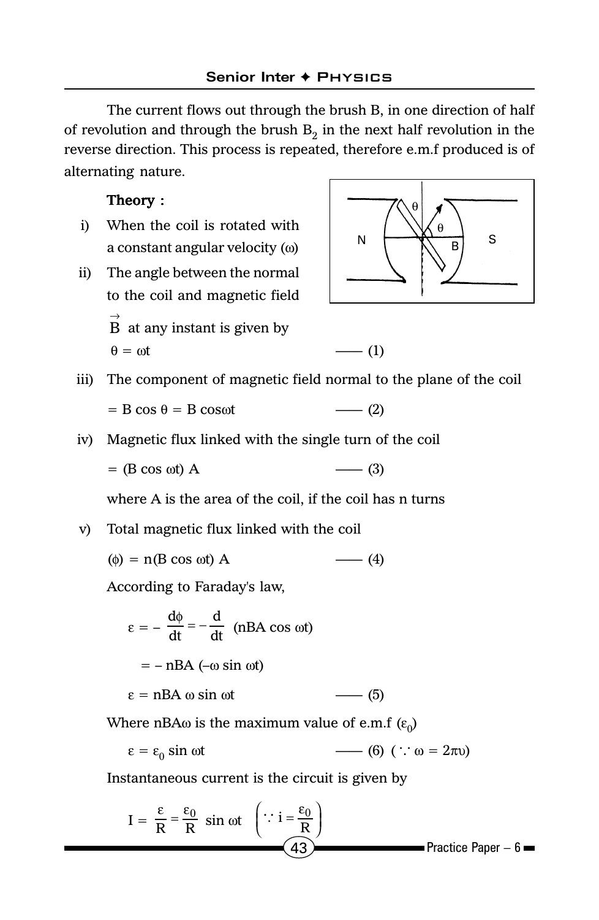The current flows out through the brush B, in one direction of half of revolution and through the brush $B_2$ in the next half revolution in the reverse direction. This process is repeated, therefore e.m.f produced is of alternating nature.

**Theory :**

i) When the coil is rotated with a constant angular velocity ($\omega$)

ii) The angle between the normal to the coil and magnetic field $\vec{B}$ at any instant is given by

$\theta = \omega t$ —— (1)

iii) The component of magnetic field normal to the plane of the coil

$= B\cos\theta = B\cos\omega t$ —— (2)

iv) Magnetic flux linked with the single turn of the coil

$= (B\cos\omega t)\,A$ —— (3)

where A is the area of the coil, if the coil has n turns

v) Total magnetic flux linked with the coil

$(\phi) = n(B\cos\omega t)\,A$ —— (4)

According to Faraday's law,

$$\varepsilon = -\frac{d\phi}{dt} = -\frac{d}{dt}(nBA\cos\omega t)$$

$$= -nBA(-\omega\sin\omega t)$$

$\varepsilon = nBA\,\omega\sin\omega t$ —— (5)

Where $nBA\omega$ is the maximum value of e.m.f ($\varepsilon_0$)

$\varepsilon = \varepsilon_0 \sin\omega t$ —— (6) ($\because \omega = 2\pi\upsilon$)

Instantaneous current is the circuit is given by

$$I = \frac{\varepsilon}{R} = \frac{\varepsilon_0}{R}\sin\omega t \quad \left(\because i = \frac{\varepsilon_0}{R}\right)$$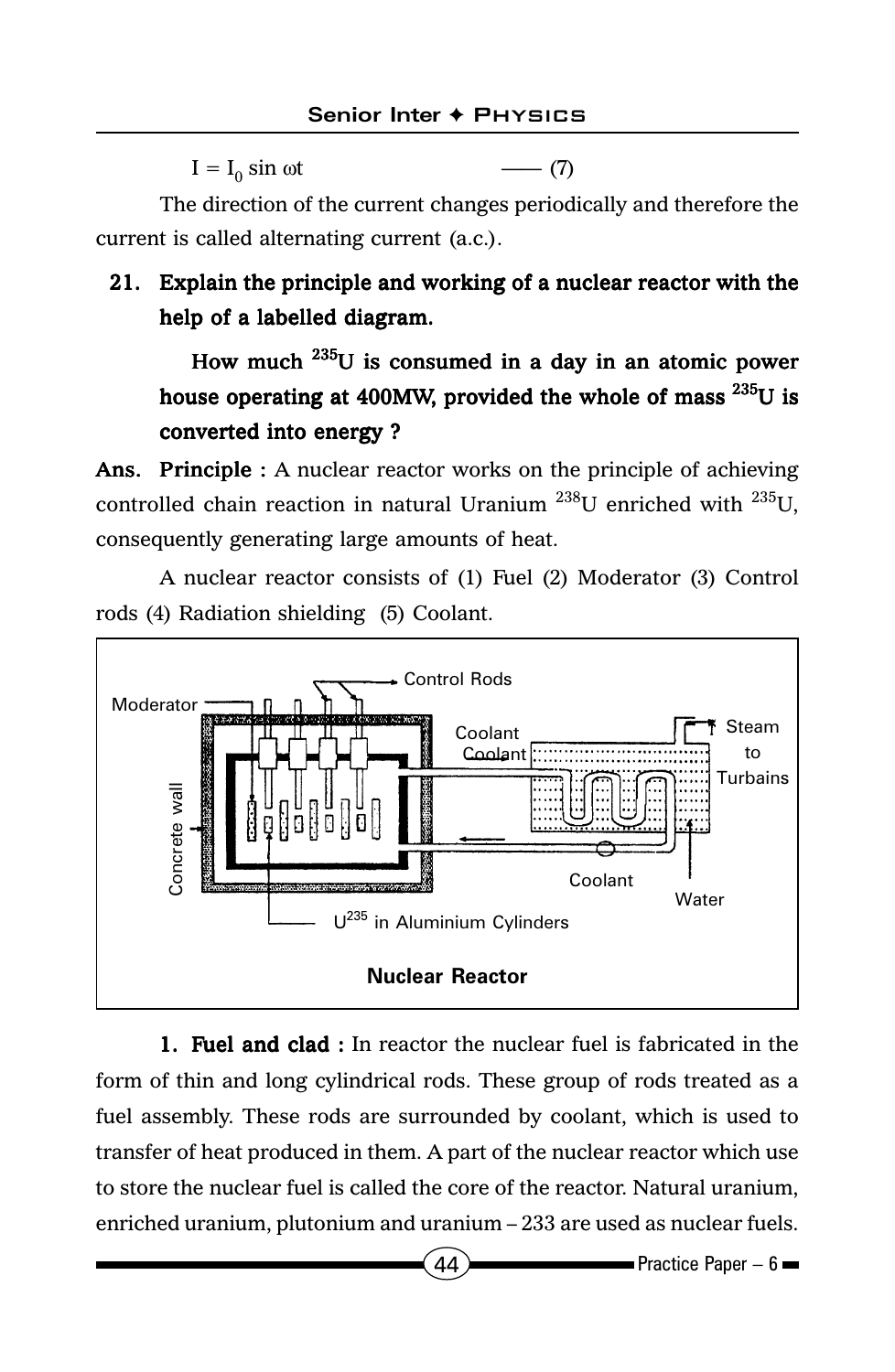$I = I_0 \sin \omega t$ —— (7)

The direction of the current changes periodically and therefore the current is called alternating current (a.c.).

**21. Explain the principle and working of a nuclear reactor with the help of a labelled diagram.**

**How much $^{235}U$ is consumed in a day in an atomic power house operating at 400MW, provided the whole of mass $^{235}U$ is converted into energy ?**

**Ans. Principle :** A nuclear reactor works on the principle of achieving controlled chain reaction in natural Uranium $^{238}U$ enriched with $^{235}U$, consequently generating large amounts of heat.

A nuclear reactor consists of (1) Fuel (2) Moderator (3) Control rods (4) Radiation shielding (5) Coolant.

Control Rods, Moderator, Coolant, Coolant, Steam to Turbains, Concrete wall, Coolant, Water, $U^{235}$ in Aluminium Cylinders

**Nuclear Reactor**

**1. Fuel and clad :** In reactor the nuclear fuel is fabricated in the form of thin and long cylindrical rods. These group of rods treated as a fuel assembly. These rods are surrounded by coolant, which is used to transfer of heat produced in them. A part of the nuclear reactor which use to store the nuclear fuel is called the core of the reactor. Natural uranium, enriched uranium, plutonium and uranium – 233 are used as nuclear fuels.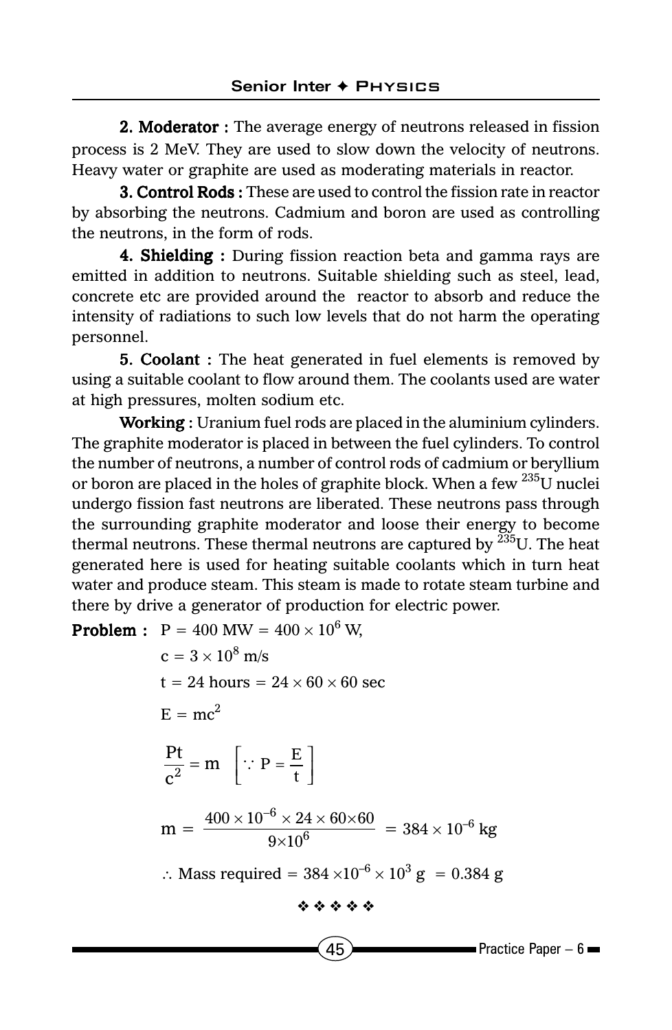**2. Moderator :** The average energy of neutrons released in fission process is 2 MeV. They are used to slow down the velocity of neutrons. Heavy water or graphite are used as moderating materials in reactor.

**3. Control Rods :** These are used to control the fission rate in reactor by absorbing the neutrons. Cadmium and boron are used as controlling the neutrons, in the form of rods.

**4. Shielding :** During fission reaction beta and gamma rays are emitted in addition to neutrons. Suitable shielding such as steel, lead, concrete etc are provided around the reactor to absorb and reduce the intensity of radiations to such low levels that do not harm the operating personnel.

**5. Coolant :** The heat generated in fuel elements is removed by using a suitable coolant to flow around them. The coolants used are water at high pressures, molten sodium etc.

**Working :** Uranium fuel rods are placed in the aluminium cylinders. The graphite moderator is placed in between the fuel cylinders. To control the number of neutrons, a number of control rods of cadmium or beryllium or boron are placed in the holes of graphite block. When a few $^{235}$U nuclei undergo fission fast neutrons are liberated. These neutrons pass through the surrounding graphite moderator and loose their energy to become thermal neutrons. These thermal neutrons are captured by $^{235}$U. The heat generated here is used for heating suitable coolants which in turn heat water and produce steam. This steam is made to rotate steam turbine and there by drive a generator of production for electric power.

**Problem :** $P = 400 \text{ MW} = 400 \times 10^6 \text{ W}$,

$c = 3 \times 10^8 \text{ m/s}$

$t = 24 \text{ hours} = 24 \times 60 \times 60 \text{ sec}$

$E = mc^2$

$$\frac{Pt}{c^2} = m \quad \left[\because P = \frac{E}{t}\right]$$

$$m = \frac{400 \times 10^{-6} \times 24 \times 60 \times 60}{9 \times 10^6} = 384 \times 10^{-6} \text{ kg}$$

$\therefore$ Mass required $= 384 \times 10^{-6} \times 10^3 \text{ g} = 0.384 \text{ g}$

❖ ❖ ❖ ❖ ❖